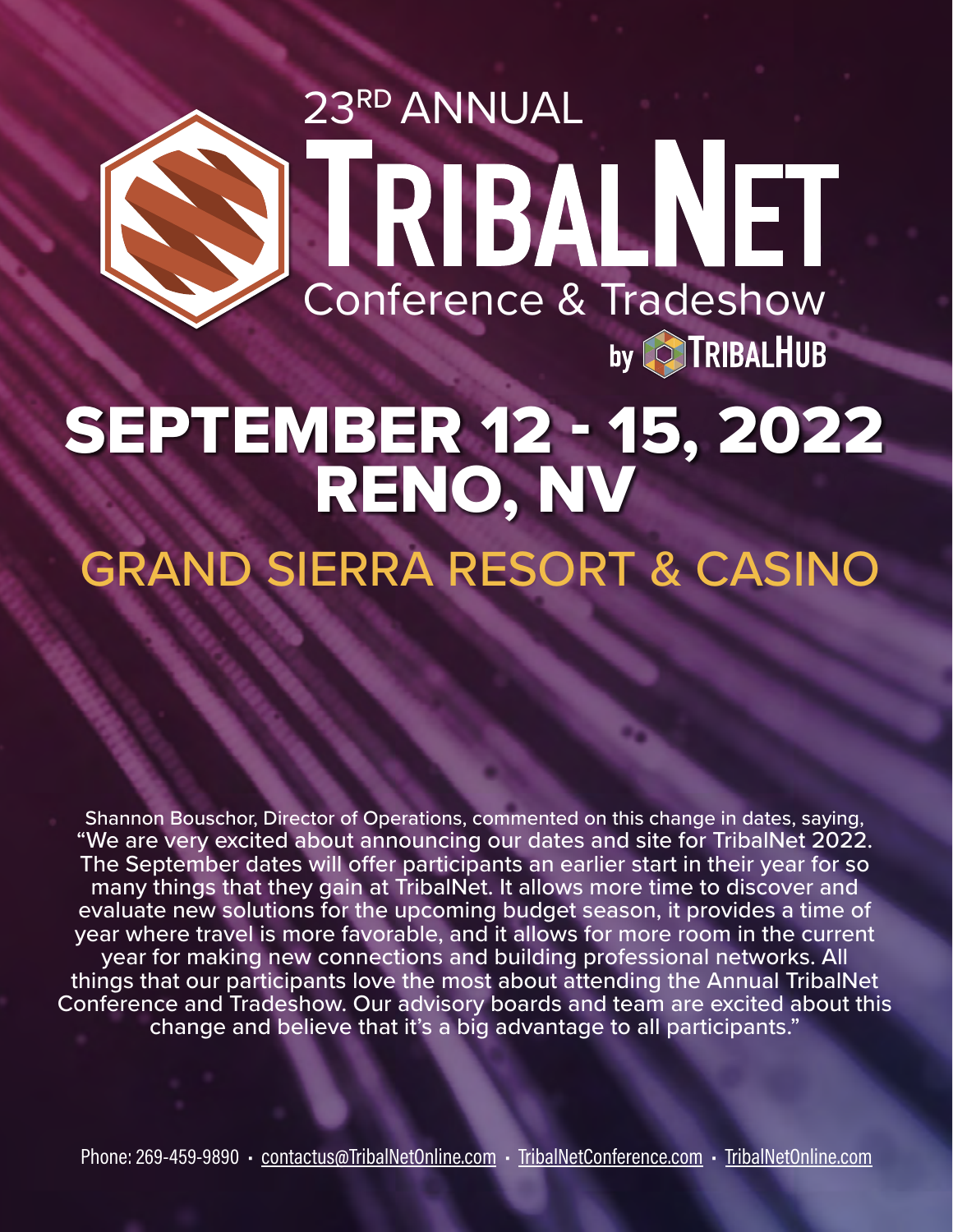# 23RD ANNUAL TRIBALNET Conference & Tradeshow

by TRIBALHUB

# SEPTEMBER 12 - 15, 2022
# RENO, NV

## GRAND SIERRA RESORT & CASINO

Shannon Bouschor, Director of Operations, commented on this change in dates, saying, "We are very excited about announcing our dates and site for TribalNet 2022. The September dates will offer participants an earlier start in their year for so many things that they gain at TribalNet. It allows more time to discover and evaluate new solutions for the upcoming budget season, it provides a time of year where travel is more favorable, and it allows for more room in the current year for making new connections and building professional networks. All things that our participants love the most about attending the Annual TribalNet Conference and Tradeshow. Our advisory boards and team are excited about this change and believe that it's a big advantage to all participants."

Phone: 269-459-9890 · contactus@TribalNetOnline.com · TribalNetConference.com · TribalNetOnline.com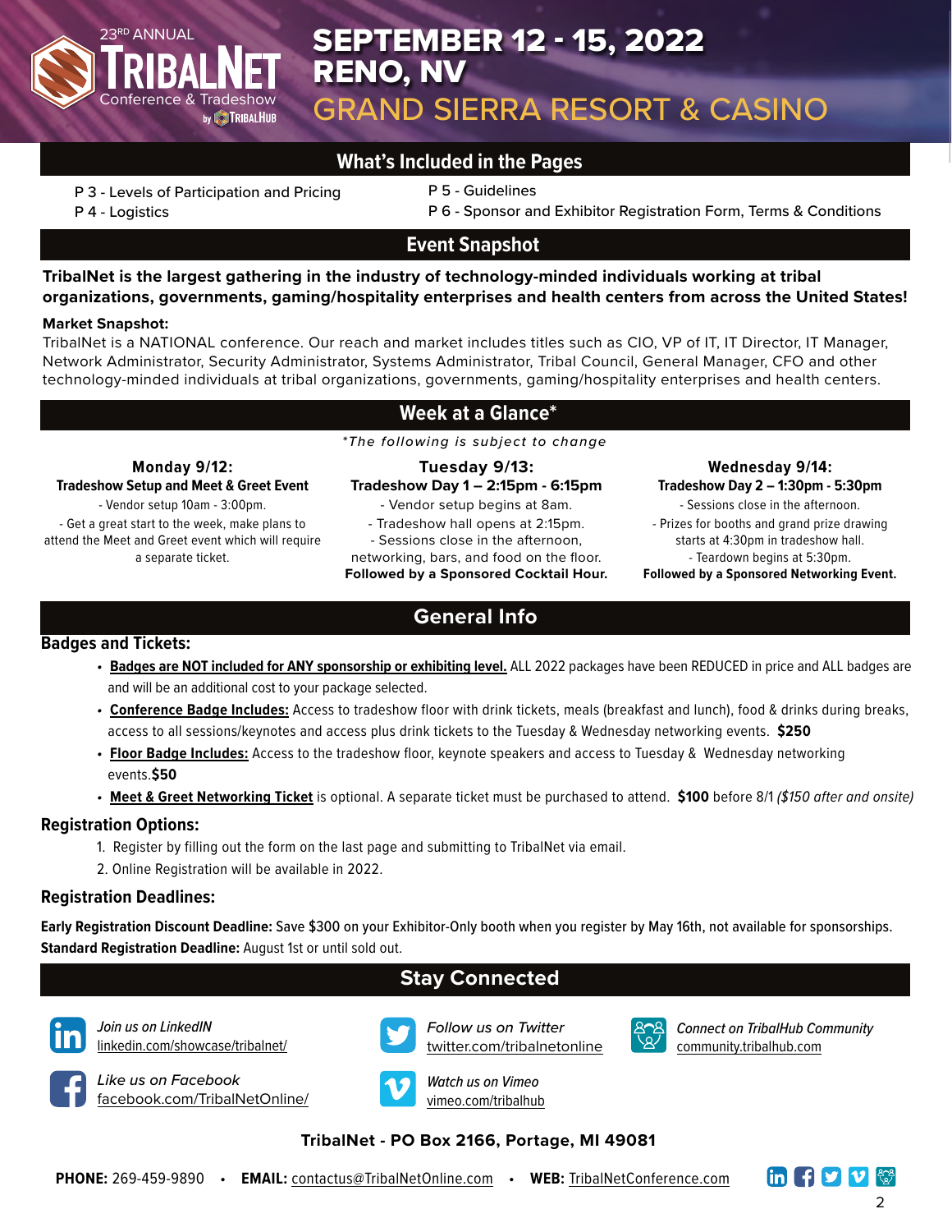23RD ANNUAL TRIBALNET Conference & Tradeshow by TRIBALHUB

# SEPTEMBER 12 - 15, 2022
# RENO, NV
# GRAND SIERRA RESORT & CASINO

## What's Included in the Pages

- P 3 - Levels of Participation and Pricing
- P 4 - Logistics
- P 5 - Guidelines
- P 6 - Sponsor and Exhibitor Registration Form, Terms & Conditions

## Event Snapshot

**TribalNet is the largest gathering in the industry of technology-minded individuals working at tribal organizations, governments, gaming/hospitality enterprises and health centers from across the United States!**

**Market Snapshot:**
TribalNet is a NATIONAL conference. Our reach and market includes titles such as CIO, VP of IT, IT Director, IT Manager, Network Administrator, Security Administrator, Systems Administrator, Tribal Council, General Manager, CFO and other technology-minded individuals at tribal organizations, governments, gaming/hospitality enterprises and health centers.

## Week at a Glance*

*\*The following is subject to change*

**Monday 9/12:**
**Tradeshow Setup and Meet & Greet Event**
- Vendor setup 10am - 3:00pm.
- Get a great start to the week, make plans to attend the Meet and Greet event which will require a separate ticket.

**Tuesday 9/13:**
**Tradeshow Day 1 – 2:15pm - 6:15pm**
- Vendor setup begins at 8am.
- Tradeshow hall opens at 2:15pm.
- Sessions close in the afternoon, networking, bars, and food on the floor.

**Followed by a Sponsored Cocktail Hour.**

**Wednesday 9/14:**
**Tradeshow Day 2 – 1:30pm - 5:30pm**
- Sessions close in the afternoon.
- Prizes for booths and grand prize drawing starts at 4:30pm in tradeshow hall.
- Teardown begins at 5:30pm.

**Followed by a Sponsored Networking Event.**

## General Info

### Badges and Tickets:

- **Badges are NOT included for ANY sponsorship or exhibiting level.** ALL 2022 packages have been REDUCED in price and ALL badges are and will be an additional cost to your package selected.
- **Conference Badge Includes:** Access to tradeshow floor with drink tickets, meals (breakfast and lunch), food & drinks during breaks, access to all sessions/keynotes and access plus drink tickets to the Tuesday & Wednesday networking events. **$250**
- **Floor Badge Includes:** Access to the tradeshow floor, keynote speakers and access to Tuesday & Wednesday networking events.**$50**
- **Meet & Greet Networking Ticket** is optional. A separate ticket must be purchased to attend. **$100** before 8/1 *($150 after and onsite)*

### Registration Options:

1. Register by filling out the form on the last page and submitting to TribalNet via email.
2. Online Registration will be available in 2022.

### Registration Deadlines:

**Early Registration Discount Deadline:** Save $300 on your Exhibitor-Only booth when you register by May 16th, not available for sponsorships.
**Standard Registration Deadline:** August 1st or until sold out.

## Stay Connected

*Join us on LinkedIN*
linkedin.com/showcase/tribalnet/

*Like us on Facebook*
facebook.com/TribalNetOnline/

*Follow us on Twitter*
twitter.com/tribalnetonline

*Watch us on Vimeo*
vimeo.com/tribalhub

*Connect on TribalHub Community*
community.tribalhub.com

**TribalNet - PO Box 2166, Portage, MI 49081**

**PHONE:** 269-459-9890 • **EMAIL:** contactus@TribalNetOnline.com • **WEB:** TribalNetConference.com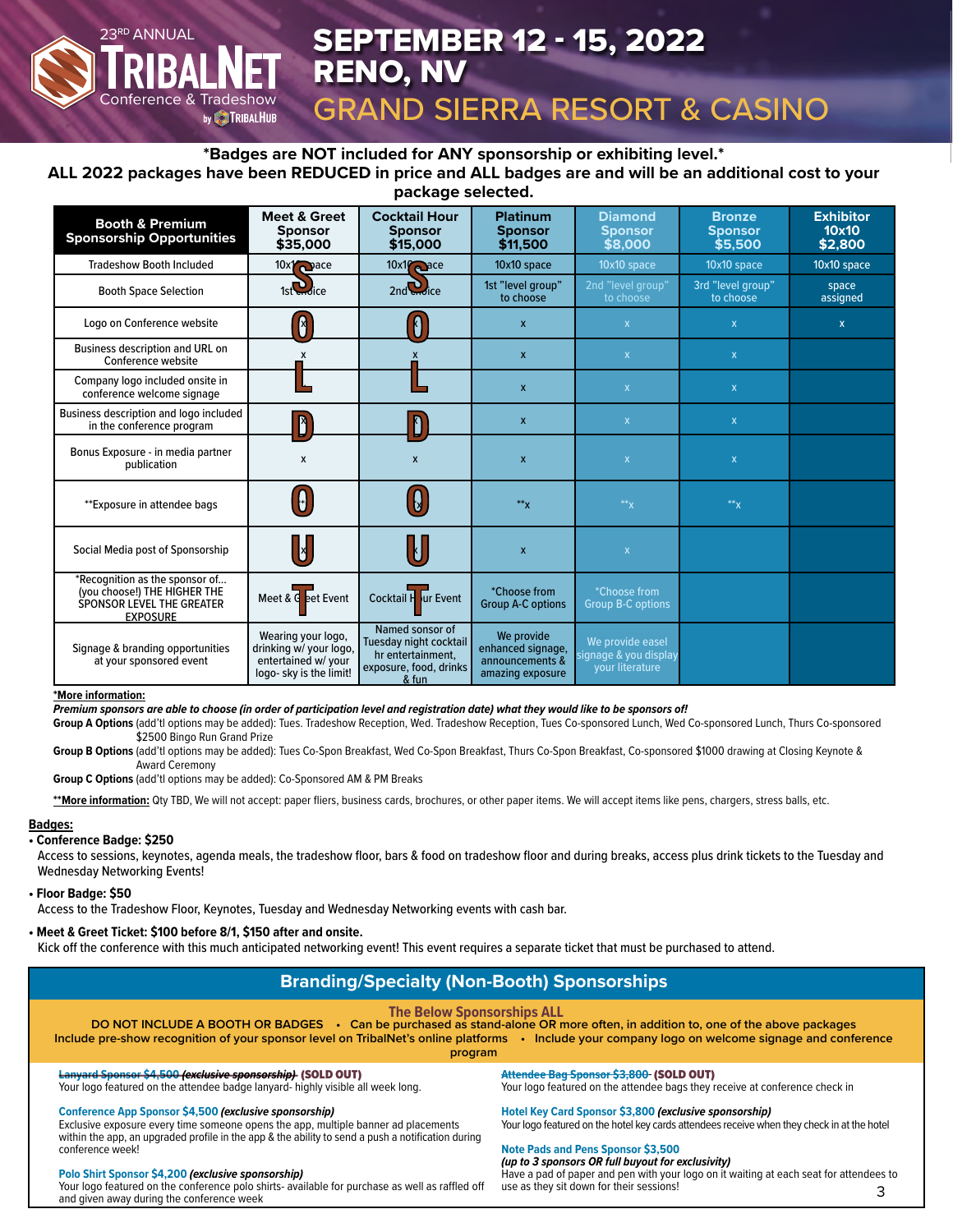23RD ANNUAL TRIBALNET Conference & Tradeshow by TRIBALHUB

# SEPTEMBER 12 - 15, 2022 RENO, NV

## GRAND SIERRA RESORT & CASINO

**\*Badges are NOT included for ANY sponsorship or exhibiting level.\***

**ALL 2022 packages have been REDUCED in price and ALL badges are and will be an additional cost to your package selected.**

| Booth & Premium Sponsorship Opportunities | Meet & Greet Sponsor $35,000 | Cocktail Hour Sponsor $15,000 | Platinum Sponsor $11,500 | Diamond Sponsor $8,000 | Bronze Sponsor $5,500 | Exhibitor 10x10 $2,800 |
|---|---|---|---|---|---|---|
| Tradeshow Booth Included | SOLD OUT 10x10 space | SOLD OUT 10x10 space | 10x10 space | 10x10 space | 10x10 space | 10x10 space |
| Booth Space Selection | 1st choice | 2nd choice | 1st "level group" to choose | 2nd "level group" to choose | 3rd "level group" to choose | space assigned |
| Logo on Conference website | x | x | x | x | x | x |
| Business description and URL on Conference website | x | x | x | x | x | |
| Company logo included onsite in conference welcome signage | x | x | x | x | x | |
| Business description and logo included in the conference program | x | x | x | x | x | |
| Bonus Exposure - in media partner publication | x | x | x | x | x | |
| **Exposure in attendee bags | **x | **x | **x | **x | **x | |
| Social Media post of Sponsorship | x | x | x | x | | |
| *Recognition as the sponsor of... (you choose!) THE HIGHER THE SPONSOR LEVEL THE GREATER EXPOSURE | Meet & Greet Event | Cocktail Hour Event | *Choose from Group A-C options | *Choose from Group B-C options | | |
| Signage & branding opportunities at your sponsored event | Wearing your logo, drinking w/ your logo, entertained w/ your logo- sky is the limit! | Named sonsor of Tuesday night cocktail hr entertainment, exposure, food, drinks & fun | We provide enhanced signage, announcements & amazing exposure | We provide easel signage & you display your literature | | |

**\*More information:**

***Premium sponsors are able to choose (in order of participation level and registration date) what they would like to be sponsors of!***

**Group A Options** (add'tl options may be added): Tues. Tradeshow Reception, Wed. Tradeshow Reception, Tues Co-sponsored Lunch, Wed Co-sponsored Lunch, Thurs Co-sponsored $2500 Bingo Run Grand Prize

**Group B Options** (add'tl options may be added): Tues Co-Spon Breakfast, Wed Co-Spon Breakfast, Thurs Co-Spon Breakfast, Co-sponsored $1000 drawing at Closing Keynote & Award Ceremony

**Group C Options** (add'tl options may be added): Co-Sponsored AM & PM Breaks

**\*\*More information:** Qty TBD, We will not accept: paper fliers, business cards, brochures, or other paper items. We will accept items like pens, chargers, stress balls, etc.

**Badges:**

- **Conference Badge: $250**
  Access to sessions, keynotes, agenda meals, the tradeshow floor, bars & food on tradeshow floor and during breaks, access plus drink tickets to the Tuesday and Wednesday Networking Events!
- **Floor Badge: $50**
  Access to the Tradeshow Floor, Keynotes, Tuesday and Wednesday Networking events with cash bar.
- **Meet & Greet Ticket: $100 before 8/1, $150 after and onsite.**
  Kick off the conference with this much anticipated networking event! This event requires a separate ticket that must be purchased to attend.

## Branding/Specialty (Non-Booth) Sponsorships

**The Below Sponsorships ALL**

**DO NOT INCLUDE A BOOTH OR BADGES • Can be purchased as stand-alone OR more often, in addition to, one of the above packages**
**Include pre-show recognition of your sponsor level on TribalNet's online platforms • Include your company logo on welcome signage and conference program**

~~**Lanyard Sponsor $4,500** ***(exclusive sponsorship)***~~ **(SOLD OUT)**
Your logo featured on the attendee badge lanyard- highly visible all week long.

**Conference App Sponsor $4,500** ***(exclusive sponsorship)***
Exclusive exposure every time someone opens the app, multiple banner ad placements within the app, an upgraded profile in the app & the ability to send a push a notification during conference week!

**Polo Shirt Sponsor $4,200** ***(exclusive sponsorship)***
Your logo featured on the conference polo shirts- available for purchase as well as raffled off and given away during the conference week

~~**Attendee Bag Sponsor $3,800**~~ **(SOLD OUT)**
Your logo featured on the attendee bags they receive at conference check in

**Hotel Key Card Sponsor $3,800** ***(exclusive sponsorship)***
Your logo featured on the hotel key cards attendees receive when they check in at the hotel

**Note Pads and Pens Sponsor $3,500**
***(up to 3 sponsors OR full buyout for exclusivity)***
Have a pad of paper and pen with your logo on it waiting at each seat for attendees to use as they sit down for their sessions!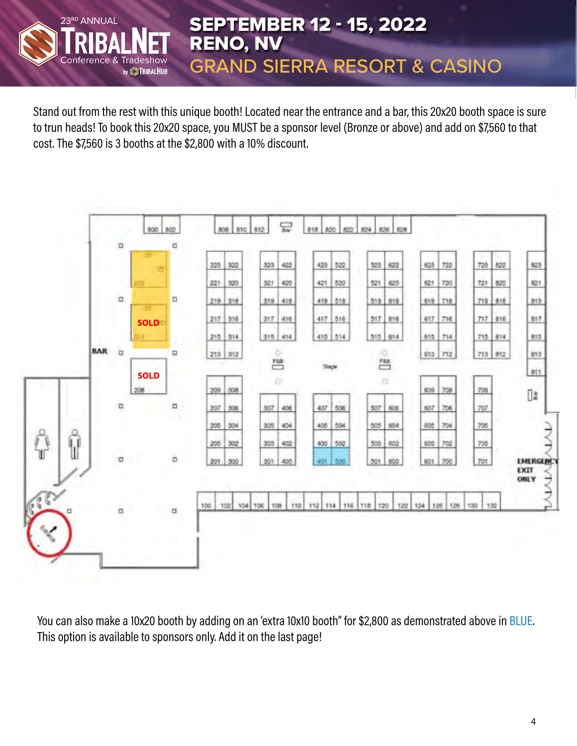Stand out from the rest with this unique booth! Located near the entrance and a bar, this 20x20 booth space is sure to trun heads! To book this 20x20 space, you MUST be a sponsor level (Bronze or above) and add on $7,560 to that cost. The $7,560 is 3 booths at the $2,800 with a 10% discount.

You can also make a 10x20 booth by adding on an 'extra 10x10 booth" for $2,800 as demonstrated above in BLUE. This option is available to sponsors only. Add it on the last page!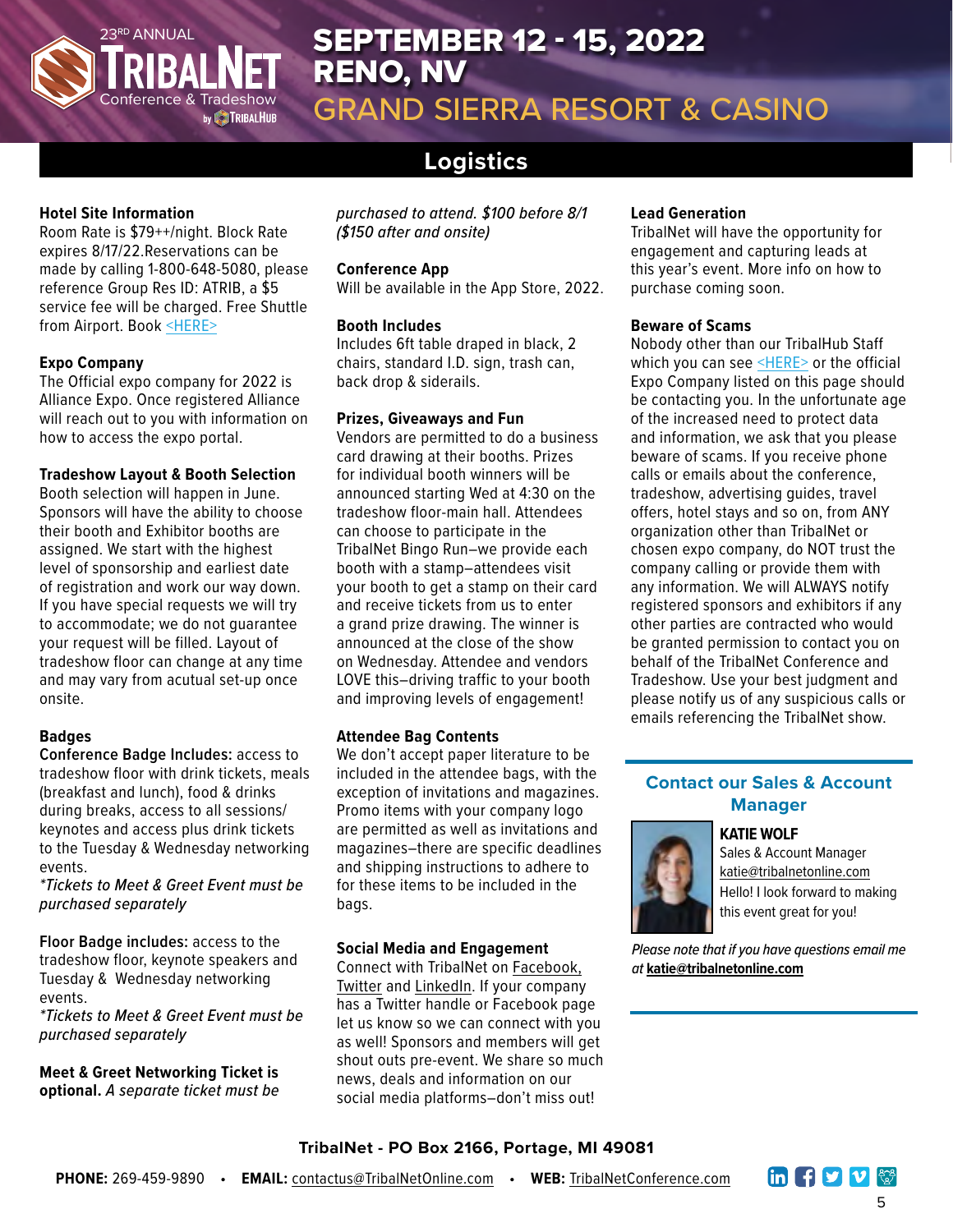# Logistics

### Hotel Site Information

Room Rate is $79++/night. Block Rate expires 8/17/22.Reservations can be made by calling 1-800-648-5080, please reference Group Res ID: ATRIB, a $5 service fee will be charged. Free Shuttle from Airport. Book <HERE>

### Expo Company

The Official expo company for 2022 is Alliance Expo. Once registered Alliance will reach out to you with information on how to access the expo portal.

### Tradeshow Layout & Booth Selection

Booth selection will happen in June. Sponsors will have the ability to choose their booth and Exhibitor booths are assigned. We start with the highest level of sponsorship and earliest date of registration and work our way down. If you have special requests we will try to accommodate; we do not guarantee your request will be filled. Layout of tradeshow floor can change at any time and may vary from acutual set-up once onsite.

### Badges

**Conference Badge Includes:** access to tradeshow floor with drink tickets, meals (breakfast and lunch), food & drinks during breaks, access to all sessions/ keynotes and access plus drink tickets to the Tuesday & Wednesday networking events.
*\*Tickets to Meet & Greet Event must be purchased separately*

**Floor Badge includes:** access to the tradeshow floor, keynote speakers and Tuesday & Wednesday networking events.
*\*Tickets to Meet & Greet Event must be purchased separately*

**Meet & Greet Networking Ticket is optional.** *A separate ticket must be purchased to attend. $100 before 8/1 ($150 after and onsite)*

### Conference App

Will be available in the App Store, 2022.

### Booth Includes

Includes 6ft table draped in black, 2 chairs, standard I.D. sign, trash can, back drop & siderails.

### Prizes, Giveaways and Fun

Vendors are permitted to do a business card drawing at their booths. Prizes for individual booth winners will be announced starting Wed at 4:30 on the tradeshow floor-main hall. Attendees can choose to participate in the TribalNet Bingo Run–we provide each booth with a stamp–attendees visit your booth to get a stamp on their card and receive tickets from us to enter a grand prize drawing. The winner is announced at the close of the show on Wednesday. Attendee and vendors LOVE this–driving traffic to your booth and improving levels of engagement!

### Attendee Bag Contents

We don't accept paper literature to be included in the attendee bags, with the exception of invitations and magazines. Promo items with your company logo are permitted as well as invitations and magazines–there are specific deadlines and shipping instructions to adhere to for these items to be included in the bags.

### Social Media and Engagement

Connect with TribalNet on Facebook, Twitter and LinkedIn. If your company has a Twitter handle or Facebook page let us know so we can connect with you as well! Sponsors and members will get shout outs pre-event. We share so much news, deals and information on our social media platforms–don't miss out!

### Lead Generation

TribalNet will have the opportunity for engagement and capturing leads at this year's event. More info on how to purchase coming soon.

### Beware of Scams

Nobody other than our TribalHub Staff which you can see <HERE> or the official Expo Company listed on this page should be contacting you. In the unfortunate age of the increased need to protect data and information, we ask that you please beware of scams. If you receive phone calls or emails about the conference, tradeshow, advertising guides, travel offers, hotel stays and so on, from ANY organization other than TribalNet or chosen expo company, do NOT trust the company calling or provide them with any information. We will ALWAYS notify registered sponsors and exhibitors if any other parties are contracted who would be granted permission to contact you on behalf of the TribalNet Conference and Tradeshow. Use your best judgment and please notify us of any suspicious calls or emails referencing the TribalNet show.

## Contact our Sales & Account Manager

**KATIE WOLF**
Sales & Account Manager
katie@tribalnetonline.com
Hello! I look forward to making this event great for you!

*Please note that if you have questions email me at* **katie@tribalnetonline.com**

TribalNet - PO Box 2166, Portage, MI 49081

**PHONE:** 269-459-9890 • **EMAIL:** contactus@TribalNetOnline.com • **WEB:** TribalNetConference.com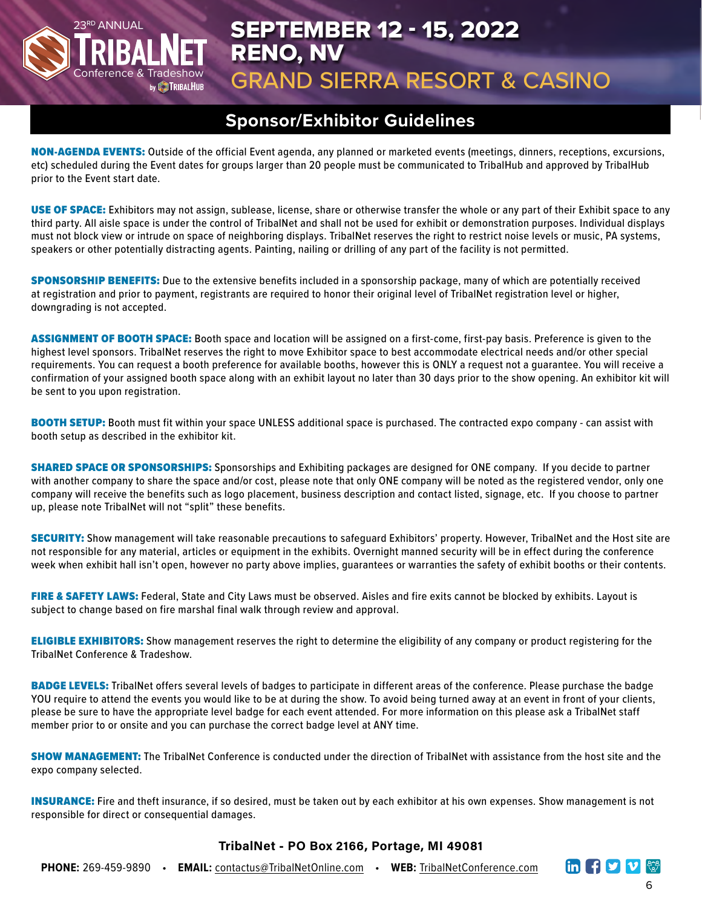## Sponsor/Exhibitor Guidelines

**NON-AGENDA EVENTS:** Outside of the official Event agenda, any planned or marketed events (meetings, dinners, receptions, excursions, etc) scheduled during the Event dates for groups larger than 20 people must be communicated to TribalHub and approved by TribalHub prior to the Event start date.

**USE OF SPACE:** Exhibitors may not assign, sublease, license, share or otherwise transfer the whole or any part of their Exhibit space to any third party. All aisle space is under the control of TribalNet and shall not be used for exhibit or demonstration purposes. Individual displays must not block view or intrude on space of neighboring displays. TribalNet reserves the right to restrict noise levels or music, PA systems, speakers or other potentially distracting agents. Painting, nailing or drilling of any part of the facility is not permitted.

**SPONSORSHIP BENEFITS:** Due to the extensive benefits included in a sponsorship package, many of which are potentially received at registration and prior to payment, registrants are required to honor their original level of TribalNet registration level or higher, downgrading is not accepted.

**ASSIGNMENT OF BOOTH SPACE:** Booth space and location will be assigned on a first-come, first-pay basis. Preference is given to the highest level sponsors. TribalNet reserves the right to move Exhibitor space to best accommodate electrical needs and/or other special requirements. You can request a booth preference for available booths, however this is ONLY a request not a guarantee. You will receive a confirmation of your assigned booth space along with an exhibit layout no later than 30 days prior to the show opening. An exhibitor kit will be sent to you upon registration.

**BOOTH SETUP:** Booth must fit within your space UNLESS additional space is purchased. The contracted expo company - can assist with booth setup as described in the exhibitor kit.

**SHARED SPACE OR SPONSORSHIPS:** Sponsorships and Exhibiting packages are designed for ONE company. If you decide to partner with another company to share the space and/or cost, please note that only ONE company will be noted as the registered vendor, only one company will receive the benefits such as logo placement, business description and contact listed, signage, etc. If you choose to partner up, please note TribalNet will not "split" these benefits.

**SECURITY:** Show management will take reasonable precautions to safeguard Exhibitors' property. However, TribalNet and the Host site are not responsible for any material, articles or equipment in the exhibits. Overnight manned security will be in effect during the conference week when exhibit hall isn't open, however no party above implies, guarantees or warranties the safety of exhibit booths or their contents.

**FIRE & SAFETY LAWS:** Federal, State and City Laws must be observed. Aisles and fire exits cannot be blocked by exhibits. Layout is subject to change based on fire marshal final walk through review and approval.

**ELIGIBLE EXHIBITORS:** Show management reserves the right to determine the eligibility of any company or product registering for the TribalNet Conference & Tradeshow.

**BADGE LEVELS:** TribalNet offers several levels of badges to participate in different areas of the conference. Please purchase the badge YOU require to attend the events you would like to be at during the show. To avoid being turned away at an event in front of your clients, please be sure to have the appropriate level badge for each event attended. For more information on this please ask a TribalNet staff member prior to or onsite and you can purchase the correct badge level at ANY time.

**SHOW MANAGEMENT:** The TribalNet Conference is conducted under the direction of TribalNet with assistance from the host site and the expo company selected.

**INSURANCE:** Fire and theft insurance, if so desired, must be taken out by each exhibitor at his own expenses. Show management is not responsible for direct or consequential damages.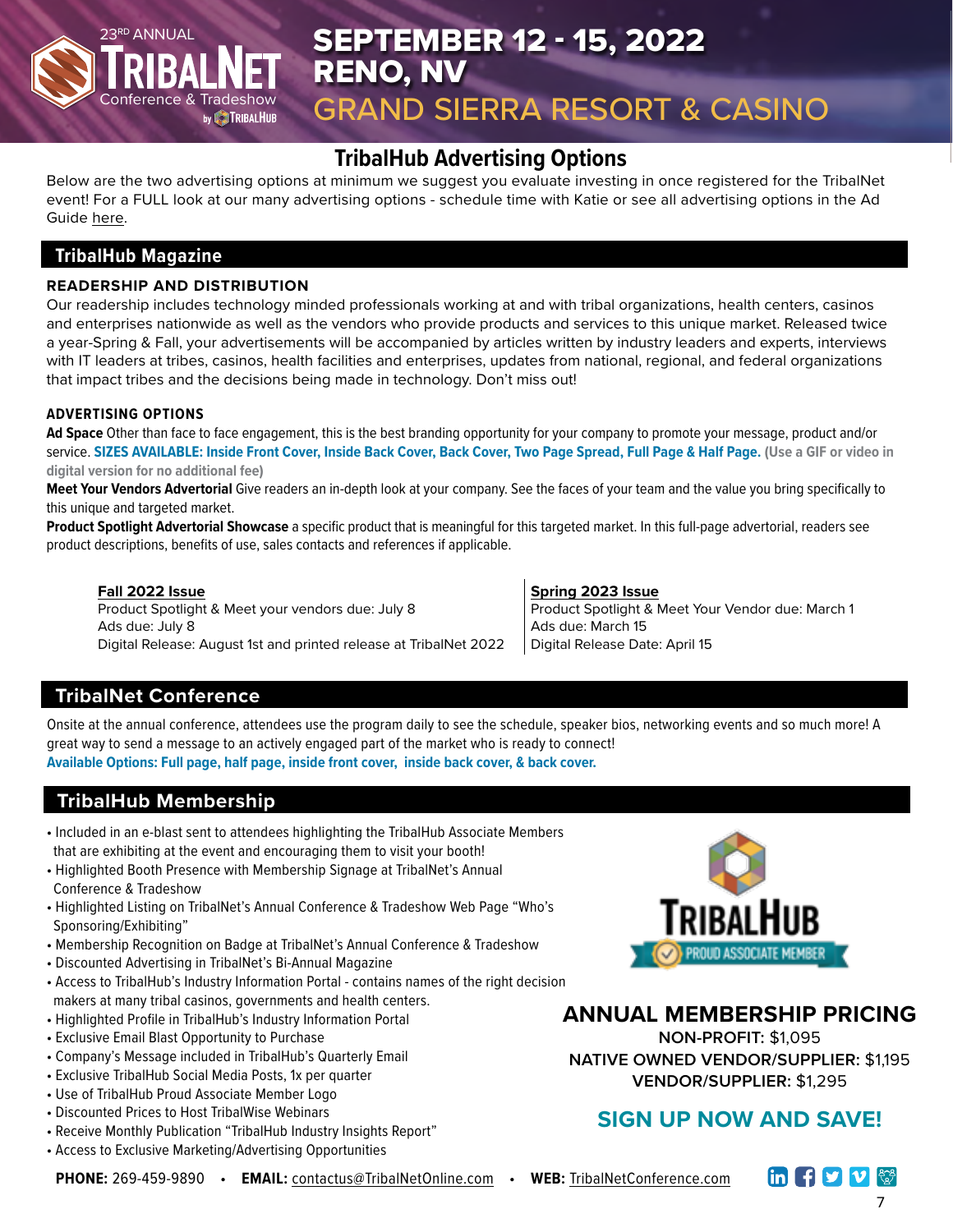23RD ANNUAL TRIBALNET Conference & Tradeshow by TRIBALHUB

# SEPTEMBER 12 - 15, 2022
# RENO, NV
## GRAND SIERRA RESORT & CASINO

## TribalHub Advertising Options

Below are the two advertising options at minimum we suggest you evaluate investing in once registered for the TribalNet event! For a FULL look at our many advertising options - schedule time with Katie or see all advertising options in the Ad Guide here.

## TribalHub Magazine

### READERSHIP AND DISTRIBUTION

Our readership includes technology minded professionals working at and with tribal organizations, health centers, casinos and enterprises nationwide as well as the vendors who provide products and services to this unique market. Released twice a year-Spring & Fall, your advertisements will be accompanied by articles written by industry leaders and experts, interviews with IT leaders at tribes, casinos, health facilities and enterprises, updates from national, regional, and federal organizations that impact tribes and the decisions being made in technology. Don't miss out!

### ADVERTISING OPTIONS

**Ad Space** Other than face to face engagement, this is the best branding opportunity for your company to promote your message, product and/or service. **SIZES AVAILABLE: Inside Front Cover, Inside Back Cover, Back Cover, Two Page Spread, Full Page & Half Page.** **(Use a GIF or video in digital version for no additional fee)**

**Meet Your Vendors Advertorial** Give readers an in-depth look at your company. See the faces of your team and the value you bring specifically to this unique and targeted market.

**Product Spotlight Advertorial Showcase** a specific product that is meaningful for this targeted market. In this full-page advertorial, readers see product descriptions, benefits of use, sales contacts and references if applicable.

**Fall 2022 Issue**
Product Spotlight & Meet your vendors due: July 8
Ads due: July 8
Digital Release: August 1st and printed release at TribalNet 2022

**Spring 2023 Issue**
Product Spotlight & Meet Your Vendor due: March 1
Ads due: March 15
Digital Release Date: April 15

## TribalNet Conference

Onsite at the annual conference, attendees use the program daily to see the schedule, speaker bios, networking events and so much more! A great way to send a message to an actively engaged part of the market who is ready to connect!
**Available Options: Full page, half page, inside front cover, inside back cover, & back cover.**

## TribalHub Membership

- Included in an e-blast sent to attendees highlighting the TribalHub Associate Members that are exhibiting at the event and encouraging them to visit your booth!
- Highlighted Booth Presence with Membership Signage at TribalNet's Annual Conference & Tradeshow
- Highlighted Listing on TribalNet's Annual Conference & Tradeshow Web Page "Who's Sponsoring/Exhibiting"
- Membership Recognition on Badge at TribalNet's Annual Conference & Tradeshow
- Discounted Advertising in TribalNet's Bi-Annual Magazine
- Access to TribalHub's Industry Information Portal - contains names of the right decision makers at many tribal casinos, governments and health centers.
- Highlighted Profile in TribalHub's Industry Information Portal
- Exclusive Email Blast Opportunity to Purchase
- Company's Message included in TribalHub's Quarterly Email
- Exclusive TribalHub Social Media Posts, 1x per quarter
- Use of TribalHub Proud Associate Member Logo
- Discounted Prices to Host TribalWise Webinars
- Receive Monthly Publication "TribalHub Industry Insights Report"
- Access to Exclusive Marketing/Advertising Opportunities

TRIBALHUB PROUD ASSOCIATE MEMBER

### ANNUAL MEMBERSHIP PRICING

**NON-PROFIT:** $1,095
**NATIVE OWNED VENDOR/SUPPLIER:** $1,195
**VENDOR/SUPPLIER:** $1,295

### SIGN UP NOW AND SAVE!

**PHONE:** 269-459-9890 • **EMAIL:** contactus@TribalNetOnline.com • **WEB:** TribalNetConference.com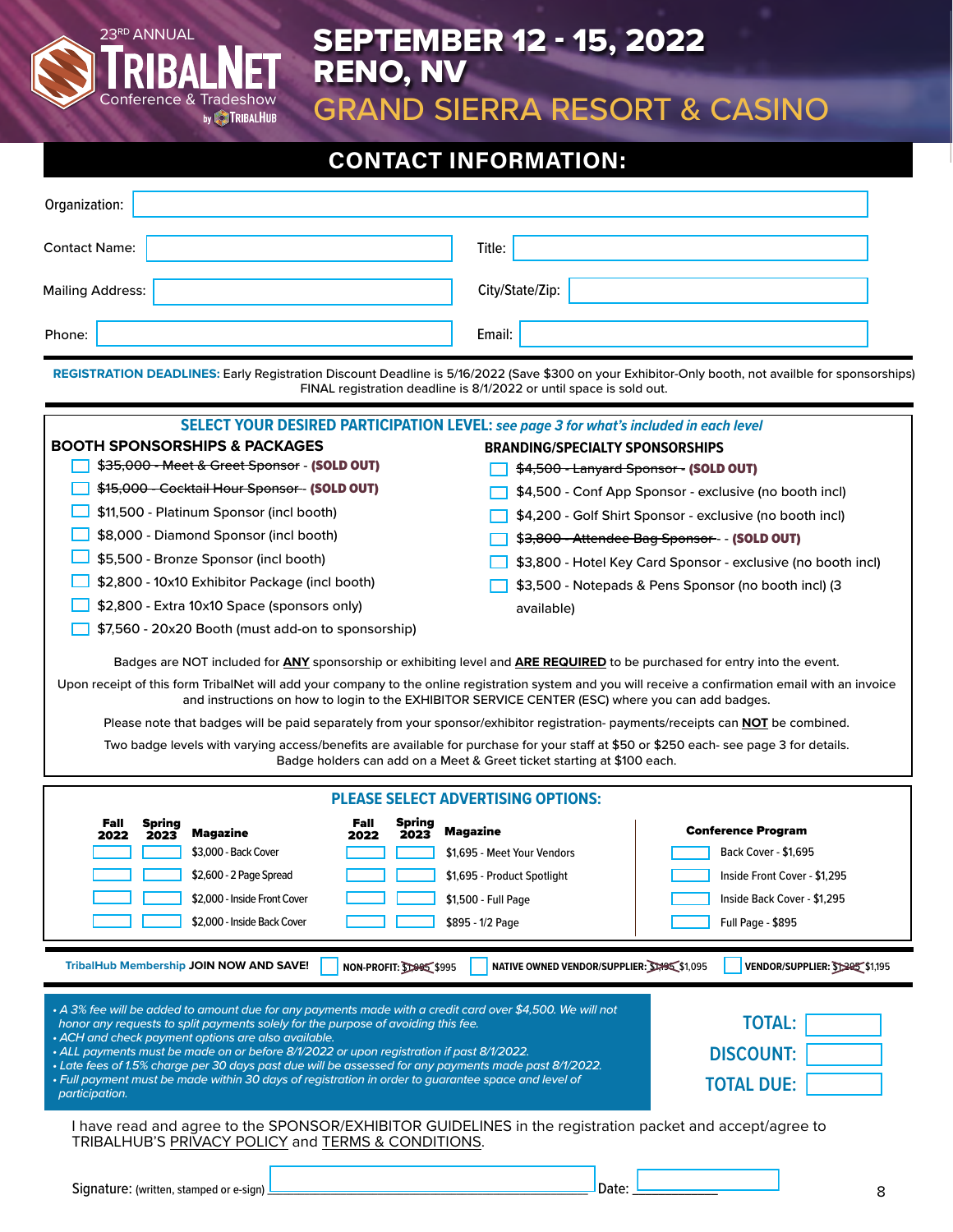23RD ANNUAL TRIBALNET Conference & Tradeshow by TRIBALHUB

# SEPTEMBER 12 - 15, 2022
# RENO, NV
## GRAND SIERRA RESORT & CASINO

## CONTACT INFORMATION:

Organization:

Contact Name: Title:

Mailing Address: City/State/Zip:

Phone: Email:

**REGISTRATION DEADLINES:** Early Registration Discount Deadline is 5/16/2022 (Save $300 on your Exhibitor-Only booth, not availble for sponsorships) FINAL registration deadline is 8/1/2022 or until space is sold out.

## SELECT YOUR DESIRED PARTICIPATION LEVEL: *see page 3 for what's included in each level*

### BOOTH SPONSORSHIPS & PACKAGES

- ~~$35,000 - Meet & Greet Sponsor~~ - **(SOLD OUT)**
- ~~$15,000 - Cocktail Hour Sponsor~~ - **(SOLD OUT)**
- $11,500 - Platinum Sponsor (incl booth)
- $8,000 - Diamond Sponsor (incl booth)
- $5,500 - Bronze Sponsor (incl booth)
- $2,800 - 10x10 Exhibitor Package (incl booth)
- $2,800 - Extra 10x10 Space (sponsors only)
- $7,560 - 20x20 Booth (must add-on to sponsorship)

### BRANDING/SPECIALTY SPONSORSHIPS

- ~~$4,500 - Lanyard Sponsor~~ - **(SOLD OUT)**
- $4,500 - Conf App Sponsor - exclusive (no booth incl)
- $4,200 - Golf Shirt Sponsor - exclusive (no booth incl)
- ~~$3,800 - Attendee Bag Sponsor~~ - **(SOLD OUT)**
- $3,800 - Hotel Key Card Sponsor - exclusive (no booth incl)
- $3,500 - Notepads & Pens Sponsor (no booth incl) (3 available)

Badges are NOT included for **ANY** sponsorship or exhibiting level and **ARE REQUIRED** to be purchased for entry into the event.

Upon receipt of this form TribalNet will add your company to the online registration system and you will receive a confirmation email with an invoice and instructions on how to login to the EXHIBITOR SERVICE CENTER (ESC) where you can add badges.

Please note that badges will be paid separately from your sponsor/exhibitor registration- payments/receipts can **NOT** be combined.

Two badge levels with varying access/benefits are available for purchase for your staff at $50 or $250 each- see page 3 for details. Badge holders can add on a Meet & Greet ticket starting at $100 each.

## PLEASE SELECT ADVERTISING OPTIONS:

| Fall 2022 | Spring 2023 | Magazine | Fall 2022 | Spring 2023 | Magazine | | Conference Program |
|---|---|---|---|---|---|---|---|
| | | $3,000 - Back Cover | | | $1,695 - Meet Your Vendors | | Back Cover - $1,695 |
| | | $2,600 - 2 Page Spread | | | $1,695 - Product Spotlight | | Inside Front Cover - $1,295 |
| | | $2,000 - Inside Front Cover | | | $1,500 - Full Page | | Inside Back Cover - $1,295 |
| | | $2,000 - Inside Back Cover | | | $895 - 1/2 Page | | Full Page - $895 |

**TribalHub Membership JOIN NOW AND SAVE!** NON-PROFIT: ~~$1,095~~ $995 | NATIVE OWNED VENDOR/SUPPLIER: ~~$1,195~~ $1,095 | VENDOR/SUPPLIER: ~~$1,295~~ $1,195

- *A 3% fee will be added to amount due for any payments made with a credit card over $4,500. We will not honor any requests to split payments solely for the purpose of avoiding this fee.*
- *ACH and check payment options are also available.*
- *ALL payments must be made on or before 8/1/2022 or upon registration if past 8/1/2022.*
- *Late fees of 1.5% charge per 30 days past due will be assessed for any payments made past 8/1/2022.*
- *Full payment must be made within 30 days of registration in order to guarantee space and level of participation.*

**TOTAL:**

**DISCOUNT:**

**TOTAL DUE:**

I have read and agree to the SPONSOR/EXHIBITOR GUIDELINES in the registration packet and accept/agree to TRIBALHUB'S PRIVACY POLICY and TERMS & CONDITIONS.

Signature: (written, stamped or e-sign) ________________ Date: ________